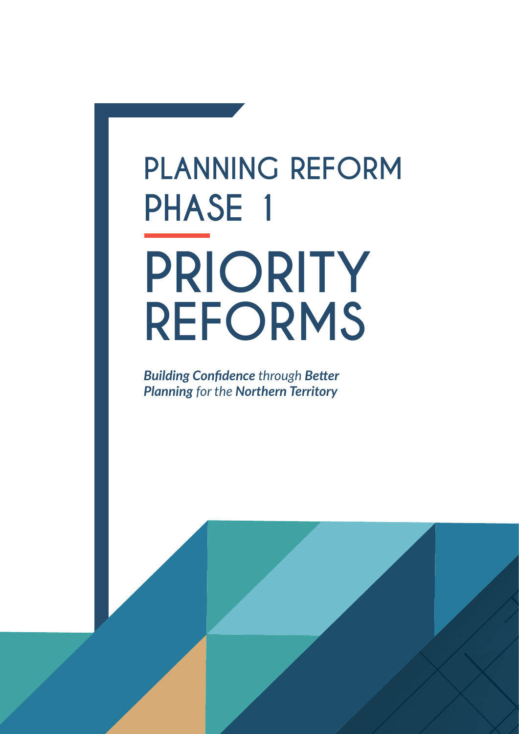# PLANNING REFORM PHASE 1

# PRIORITY REFORMS

***Building Confidence** through **Better Planning** for the **Northern Territory***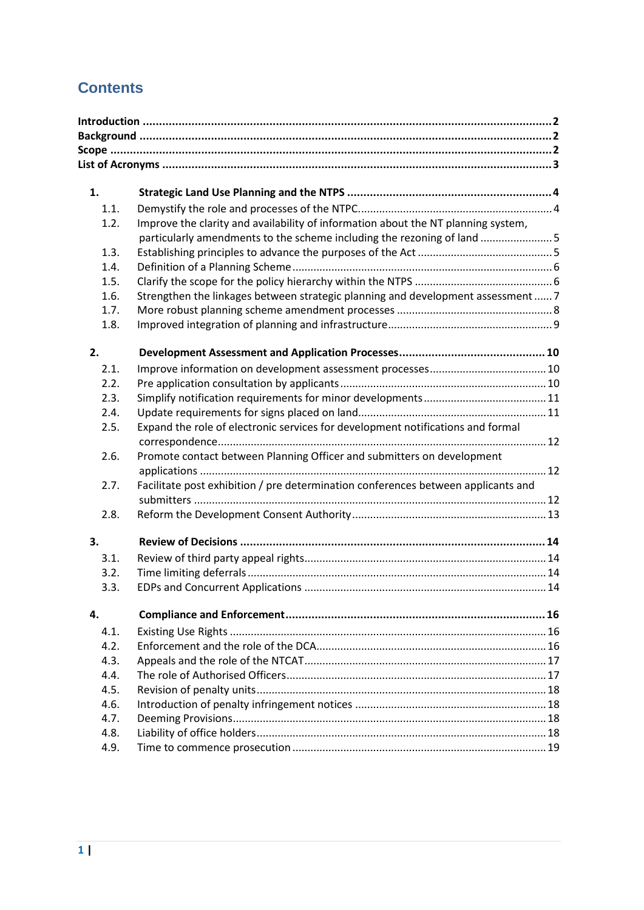# Contents

**Introduction** ..... **2**
**Background** ..... **2**
**Scope** ..... **2**
**List of Acronyms** ..... **3**

**1. Strategic Land Use Planning and the NTPS** ..... **4**

- 1.1. Demystify the role and processes of the NTPC ..... 4
- 1.2. Improve the clarity and availability of information about the NT planning system, particularly amendments to the scheme including the rezoning of land ..... 5
- 1.3. Establishing principles to advance the purposes of the Act ..... 5
- 1.4. Definition of a Planning Scheme ..... 6
- 1.5. Clarify the scope for the policy hierarchy within the NTPS ..... 6
- 1.6. Strengthen the linkages between strategic planning and development assessment ..... 7
- 1.7. More robust planning scheme amendment processes ..... 8
- 1.8. Improved integration of planning and infrastructure ..... 9

**2. Development Assessment and Application Processes** ..... **10**

- 2.1. Improve information on development assessment processes ..... 10
- 2.2. Pre application consultation by applicants ..... 10
- 2.3. Simplify notification requirements for minor developments ..... 11
- 2.4. Update requirements for signs placed on land ..... 11
- 2.5. Expand the role of electronic services for development notifications and formal correspondence ..... 12
- 2.6. Promote contact between Planning Officer and submitters on development applications ..... 12
- 2.7. Facilitate post exhibition / pre determination conferences between applicants and submitters ..... 12
- 2.8. Reform the Development Consent Authority ..... 13

**3. Review of Decisions** ..... **14**

- 3.1. Review of third party appeal rights ..... 14
- 3.2. Time limiting deferrals ..... 14
- 3.3. EDPs and Concurrent Applications ..... 14

**4. Compliance and Enforcement** ..... **16**

- 4.1. Existing Use Rights ..... 16
- 4.2. Enforcement and the role of the DCA ..... 16
- 4.3. Appeals and the role of the NTCAT ..... 17
- 4.4. The role of Authorised Officers ..... 17
- 4.5. Revision of penalty units ..... 18
- 4.6. Introduction of penalty infringement notices ..... 18
- 4.7. Deeming Provisions ..... 18
- 4.8. Liability of office holders ..... 18
- 4.9. Time to commence prosecution ..... 19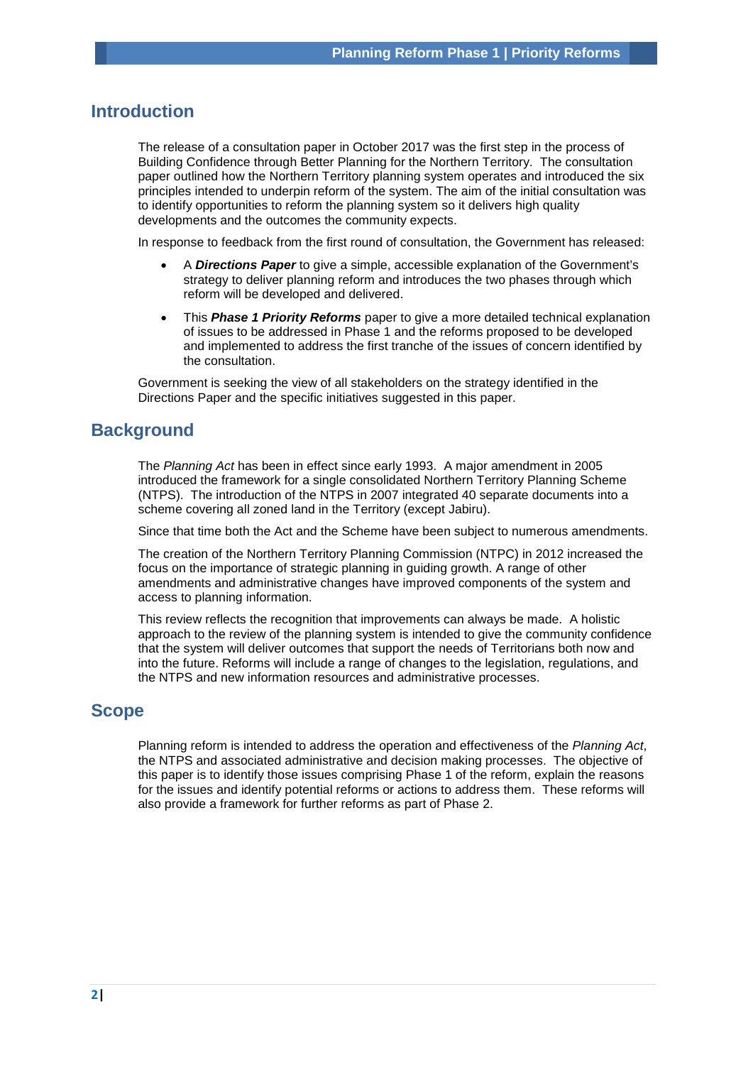## Introduction

The release of a consultation paper in October 2017 was the first step in the process of Building Confidence through Better Planning for the Northern Territory. The consultation paper outlined how the Northern Territory planning system operates and introduced the six principles intended to underpin reform of the system. The aim of the initial consultation was to identify opportunities to reform the planning system so it delivers high quality developments and the outcomes the community expects.

In response to feedback from the first round of consultation, the Government has released:

- A ***Directions Paper*** to give a simple, accessible explanation of the Government's strategy to deliver planning reform and introduces the two phases through which reform will be developed and delivered.
- This ***Phase 1 Priority Reforms*** paper to give a more detailed technical explanation of issues to be addressed in Phase 1 and the reforms proposed to be developed and implemented to address the first tranche of the issues of concern identified by the consultation.

Government is seeking the view of all stakeholders on the strategy identified in the Directions Paper and the specific initiatives suggested in this paper.

## Background

The *Planning Act* has been in effect since early 1993. A major amendment in 2005 introduced the framework for a single consolidated Northern Territory Planning Scheme (NTPS). The introduction of the NTPS in 2007 integrated 40 separate documents into a scheme covering all zoned land in the Territory (except Jabiru).

Since that time both the Act and the Scheme have been subject to numerous amendments.

The creation of the Northern Territory Planning Commission (NTPC) in 2012 increased the focus on the importance of strategic planning in guiding growth. A range of other amendments and administrative changes have improved components of the system and access to planning information.

This review reflects the recognition that improvements can always be made. A holistic approach to the review of the planning system is intended to give the community confidence that the system will deliver outcomes that support the needs of Territorians both now and into the future. Reforms will include a range of changes to the legislation, regulations, and the NTPS and new information resources and administrative processes.

## Scope

Planning reform is intended to address the operation and effectiveness of the *Planning Act*, the NTPS and associated administrative and decision making processes. The objective of this paper is to identify those issues comprising Phase 1 of the reform, explain the reasons for the issues and identify potential reforms or actions to address them. These reforms will also provide a framework for further reforms as part of Phase 2.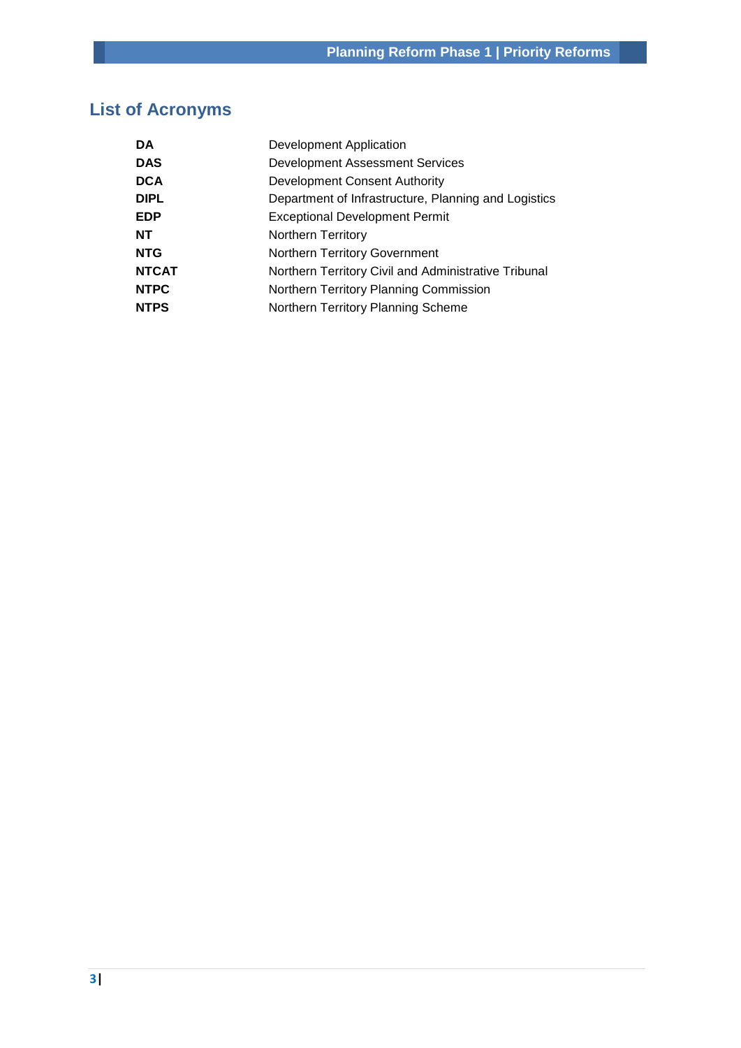## List of Acronyms

| | |
|---|---|
| **DA** | Development Application |
| **DAS** | Development Assessment Services |
| **DCA** | Development Consent Authority |
| **DIPL** | Department of Infrastructure, Planning and Logistics |
| **EDP** | Exceptional Development Permit |
| **NT** | Northern Territory |
| **NTG** | Northern Territory Government |
| **NTCAT** | Northern Territory Civil and Administrative Tribunal |
| **NTPC** | Northern Territory Planning Commission |
| **NTPS** | Northern Territory Planning Scheme |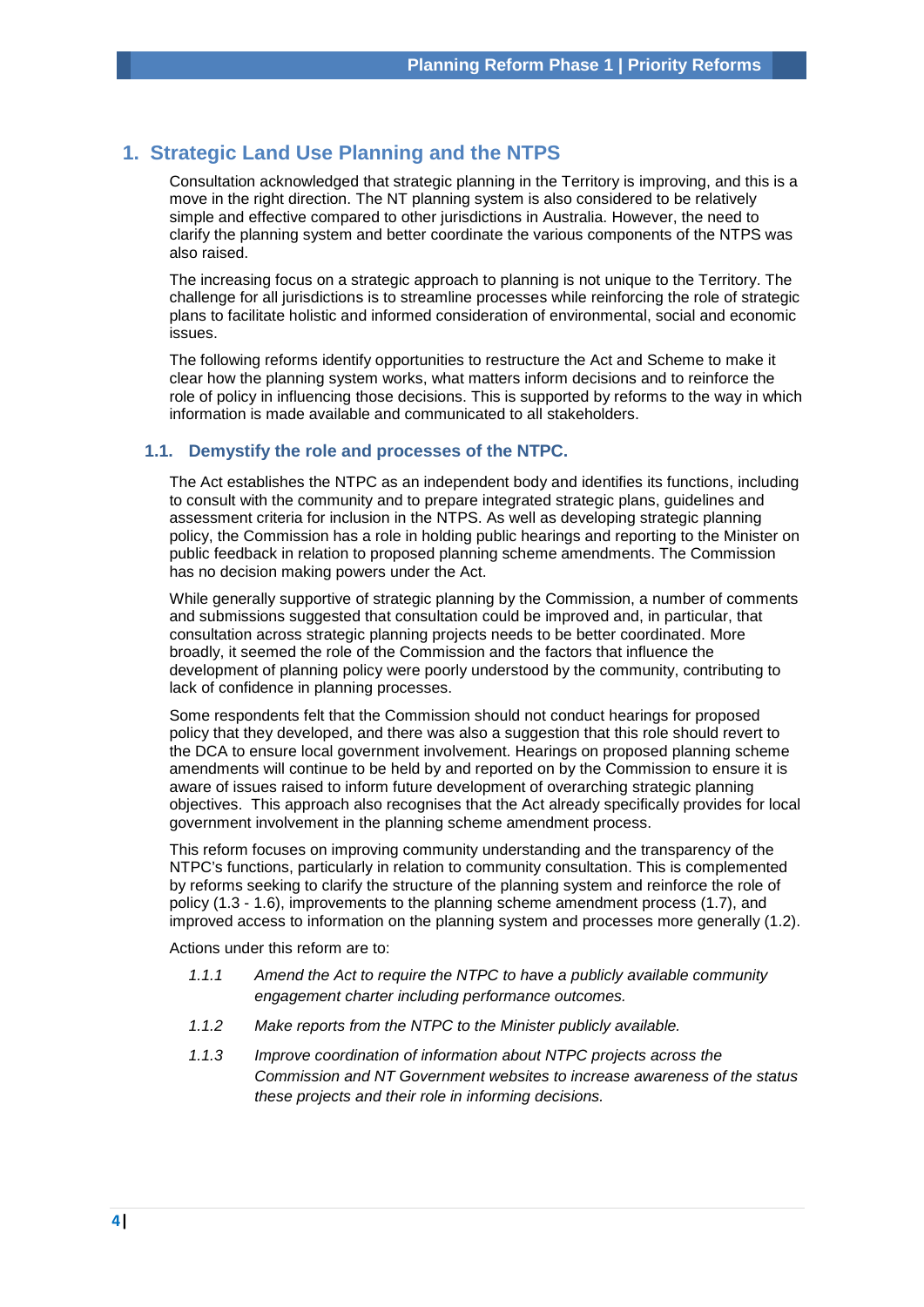# 1. Strategic Land Use Planning and the NTPS

Consultation acknowledged that strategic planning in the Territory is improving, and this is a move in the right direction. The NT planning system is also considered to be relatively simple and effective compared to other jurisdictions in Australia. However, the need to clarify the planning system and better coordinate the various components of the NTPS was also raised.

The increasing focus on a strategic approach to planning is not unique to the Territory. The challenge for all jurisdictions is to streamline processes while reinforcing the role of strategic plans to facilitate holistic and informed consideration of environmental, social and economic issues.

The following reforms identify opportunities to restructure the Act and Scheme to make it clear how the planning system works, what matters inform decisions and to reinforce the role of policy in influencing those decisions. This is supported by reforms to the way in which information is made available and communicated to all stakeholders.

## 1.1. Demystify the role and processes of the NTPC.

The Act establishes the NTPC as an independent body and identifies its functions, including to consult with the community and to prepare integrated strategic plans, guidelines and assessment criteria for inclusion in the NTPS. As well as developing strategic planning policy, the Commission has a role in holding public hearings and reporting to the Minister on public feedback in relation to proposed planning scheme amendments. The Commission has no decision making powers under the Act.

While generally supportive of strategic planning by the Commission, a number of comments and submissions suggested that consultation could be improved and, in particular, that consultation across strategic planning projects needs to be better coordinated. More broadly, it seemed the role of the Commission and the factors that influence the development of planning policy were poorly understood by the community, contributing to lack of confidence in planning processes.

Some respondents felt that the Commission should not conduct hearings for proposed policy that they developed, and there was also a suggestion that this role should revert to the DCA to ensure local government involvement. Hearings on proposed planning scheme amendments will continue to be held by and reported on by the Commission to ensure it is aware of issues raised to inform future development of overarching strategic planning objectives. This approach also recognises that the Act already specifically provides for local government involvement in the planning scheme amendment process.

This reform focuses on improving community understanding and the transparency of the NTPC's functions, particularly in relation to community consultation. This is complemented by reforms seeking to clarify the structure of the planning system and reinforce the role of policy (1.3 - 1.6), improvements to the planning scheme amendment process (1.7), and improved access to information on the planning system and processes more generally (1.2).

Actions under this reform are to:

- *1.1.1 Amend the Act to require the NTPC to have a publicly available community engagement charter including performance outcomes.*
- *1.1.2 Make reports from the NTPC to the Minister publicly available.*
- *1.1.3 Improve coordination of information about NTPC projects across the Commission and NT Government websites to increase awareness of the status these projects and their role in informing decisions.*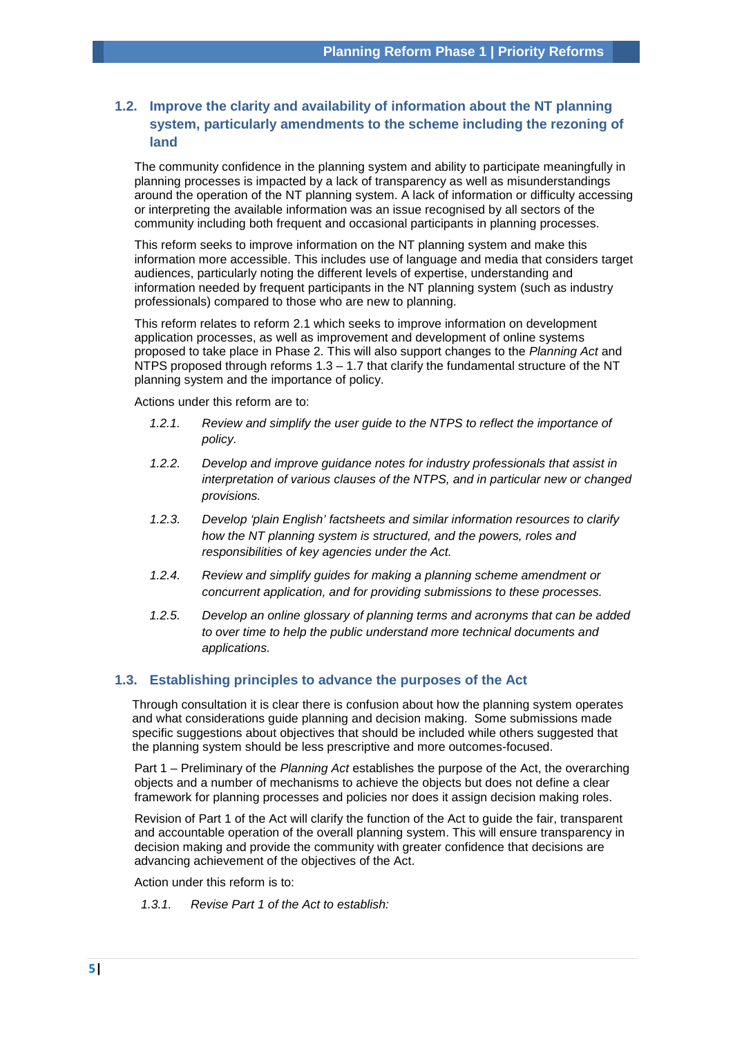## 1.2. Improve the clarity and availability of information about the NT planning system, particularly amendments to the scheme including the rezoning of land

The community confidence in the planning system and ability to participate meaningfully in planning processes is impacted by a lack of transparency as well as misunderstandings around the operation of the NT planning system. A lack of information or difficulty accessing or interpreting the available information was an issue recognised by all sectors of the community including both frequent and occasional participants in planning processes.

This reform seeks to improve information on the NT planning system and make this information more accessible. This includes use of language and media that considers target audiences, particularly noting the different levels of expertise, understanding and information needed by frequent participants in the NT planning system (such as industry professionals) compared to those who are new to planning.

This reform relates to reform 2.1 which seeks to improve information on development application processes, as well as improvement and development of online systems proposed to take place in Phase 2. This will also support changes to the *Planning Act* and NTPS proposed through reforms 1.3 – 1.7 that clarify the fundamental structure of the NT planning system and the importance of policy.

Actions under this reform are to:

- *1.2.1. Review and simplify the user guide to the NTPS to reflect the importance of policy.*
- *1.2.2. Develop and improve guidance notes for industry professionals that assist in interpretation of various clauses of the NTPS, and in particular new or changed provisions.*
- *1.2.3. Develop 'plain English' factsheets and similar information resources to clarify how the NT planning system is structured, and the powers, roles and responsibilities of key agencies under the Act.*
- *1.2.4. Review and simplify guides for making a planning scheme amendment or concurrent application, and for providing submissions to these processes.*
- *1.2.5. Develop an online glossary of planning terms and acronyms that can be added to over time to help the public understand more technical documents and applications.*

## 1.3. Establishing principles to advance the purposes of the Act

Through consultation it is clear there is confusion about how the planning system operates and what considerations guide planning and decision making. Some submissions made specific suggestions about objectives that should be included while others suggested that the planning system should be less prescriptive and more outcomes-focused.

Part 1 – Preliminary of the *Planning Act* establishes the purpose of the Act, the overarching objects and a number of mechanisms to achieve the objects but does not define a clear framework for planning processes and policies nor does it assign decision making roles.

Revision of Part 1 of the Act will clarify the function of the Act to guide the fair, transparent and accountable operation of the overall planning system. This will ensure transparency in decision making and provide the community with greater confidence that decisions are advancing achievement of the objectives of the Act.

Action under this reform is to:

*1.3.1. Revise Part 1 of the Act to establish:*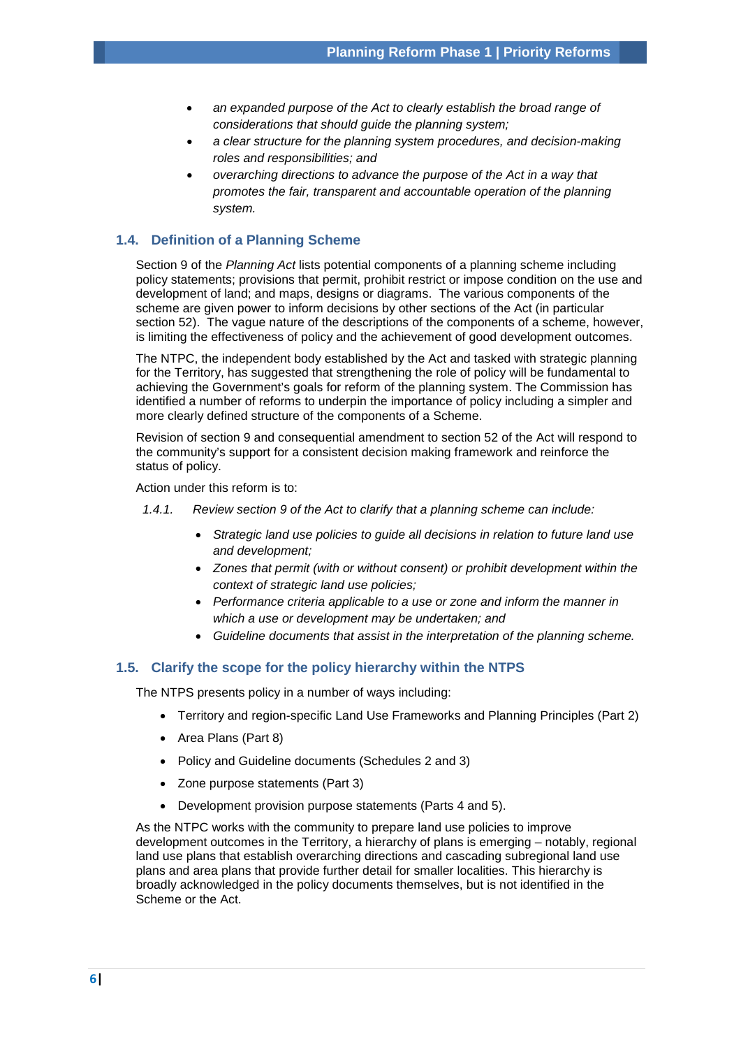- *an expanded purpose of the Act to clearly establish the broad range of considerations that should guide the planning system;*
- *a clear structure for the planning system procedures, and decision-making roles and responsibilities; and*
- *overarching directions to advance the purpose of the Act in a way that promotes the fair, transparent and accountable operation of the planning system.*

## 1.4. Definition of a Planning Scheme

Section 9 of the *Planning Act* lists potential components of a planning scheme including policy statements; provisions that permit, prohibit restrict or impose condition on the use and development of land; and maps, designs or diagrams. The various components of the scheme are given power to inform decisions by other sections of the Act (in particular section 52). The vague nature of the descriptions of the components of a scheme, however, is limiting the effectiveness of policy and the achievement of good development outcomes.

The NTPC, the independent body established by the Act and tasked with strategic planning for the Territory, has suggested that strengthening the role of policy will be fundamental to achieving the Government's goals for reform of the planning system. The Commission has identified a number of reforms to underpin the importance of policy including a simpler and more clearly defined structure of the components of a Scheme.

Revision of section 9 and consequential amendment to section 52 of the Act will respond to the community's support for a consistent decision making framework and reinforce the status of policy.

Action under this reform is to:

*1.4.1. Review section 9 of the Act to clarify that a planning scheme can include:*

- *Strategic land use policies to guide all decisions in relation to future land use and development;*
- *Zones that permit (with or without consent) or prohibit development within the context of strategic land use policies;*
- *Performance criteria applicable to a use or zone and inform the manner in which a use or development may be undertaken; and*
- *Guideline documents that assist in the interpretation of the planning scheme.*

## 1.5. Clarify the scope for the policy hierarchy within the NTPS

The NTPS presents policy in a number of ways including:

- Territory and region-specific Land Use Frameworks and Planning Principles (Part 2)
- Area Plans (Part 8)
- Policy and Guideline documents (Schedules 2 and 3)
- Zone purpose statements (Part 3)
- Development provision purpose statements (Parts 4 and 5).

As the NTPC works with the community to prepare land use policies to improve development outcomes in the Territory, a hierarchy of plans is emerging – notably, regional land use plans that establish overarching directions and cascading subregional land use plans and area plans that provide further detail for smaller localities. This hierarchy is broadly acknowledged in the policy documents themselves, but is not identified in the Scheme or the Act.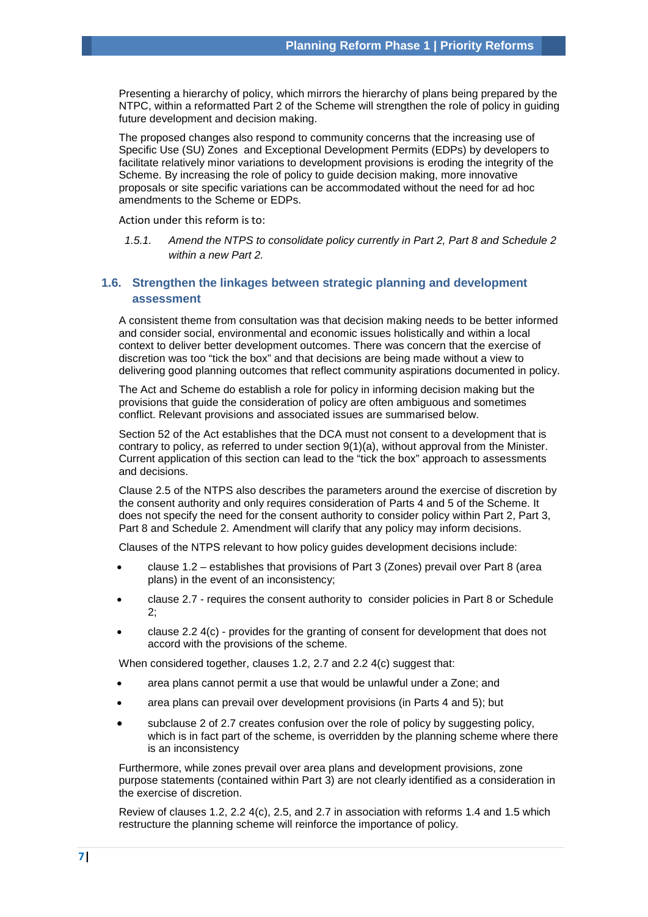Presenting a hierarchy of policy, which mirrors the hierarchy of plans being prepared by the NTPC, within a reformatted Part 2 of the Scheme will strengthen the role of policy in guiding future development and decision making.

The proposed changes also respond to community concerns that the increasing use of Specific Use (SU) Zones and Exceptional Development Permits (EDPs) by developers to facilitate relatively minor variations to development provisions is eroding the integrity of the Scheme. By increasing the role of policy to guide decision making, more innovative proposals or site specific variations can be accommodated without the need for ad hoc amendments to the Scheme or EDPs.

Action under this reform is to:

*1.5.1. Amend the NTPS to consolidate policy currently in Part 2, Part 8 and Schedule 2 within a new Part 2.*

## 1.6. Strengthen the linkages between strategic planning and development assessment

A consistent theme from consultation was that decision making needs to be better informed and consider social, environmental and economic issues holistically and within a local context to deliver better development outcomes. There was concern that the exercise of discretion was too "tick the box" and that decisions are being made without a view to delivering good planning outcomes that reflect community aspirations documented in policy.

The Act and Scheme do establish a role for policy in informing decision making but the provisions that guide the consideration of policy are often ambiguous and sometimes conflict. Relevant provisions and associated issues are summarised below.

Section 52 of the Act establishes that the DCA must not consent to a development that is contrary to policy, as referred to under section 9(1)(a), without approval from the Minister. Current application of this section can lead to the "tick the box" approach to assessments and decisions.

Clause 2.5 of the NTPS also describes the parameters around the exercise of discretion by the consent authority and only requires consideration of Parts 4 and 5 of the Scheme. It does not specify the need for the consent authority to consider policy within Part 2, Part 3, Part 8 and Schedule 2. Amendment will clarify that any policy may inform decisions.

Clauses of the NTPS relevant to how policy guides development decisions include:

- clause 1.2 – establishes that provisions of Part 3 (Zones) prevail over Part 8 (area plans) in the event of an inconsistency;
- clause 2.7 - requires the consent authority to consider policies in Part 8 or Schedule 2;
- clause 2.2 4(c) - provides for the granting of consent for development that does not accord with the provisions of the scheme.

When considered together, clauses 1.2, 2.7 and 2.2 4(c) suggest that:

- area plans cannot permit a use that would be unlawful under a Zone; and
- area plans can prevail over development provisions (in Parts 4 and 5); but
- subclause 2 of 2.7 creates confusion over the role of policy by suggesting policy, which is in fact part of the scheme, is overridden by the planning scheme where there is an inconsistency

Furthermore, while zones prevail over area plans and development provisions, zone purpose statements (contained within Part 3) are not clearly identified as a consideration in the exercise of discretion.

Review of clauses 1.2, 2.2 4(c), 2.5, and 2.7 in association with reforms 1.4 and 1.5 which restructure the planning scheme will reinforce the importance of policy.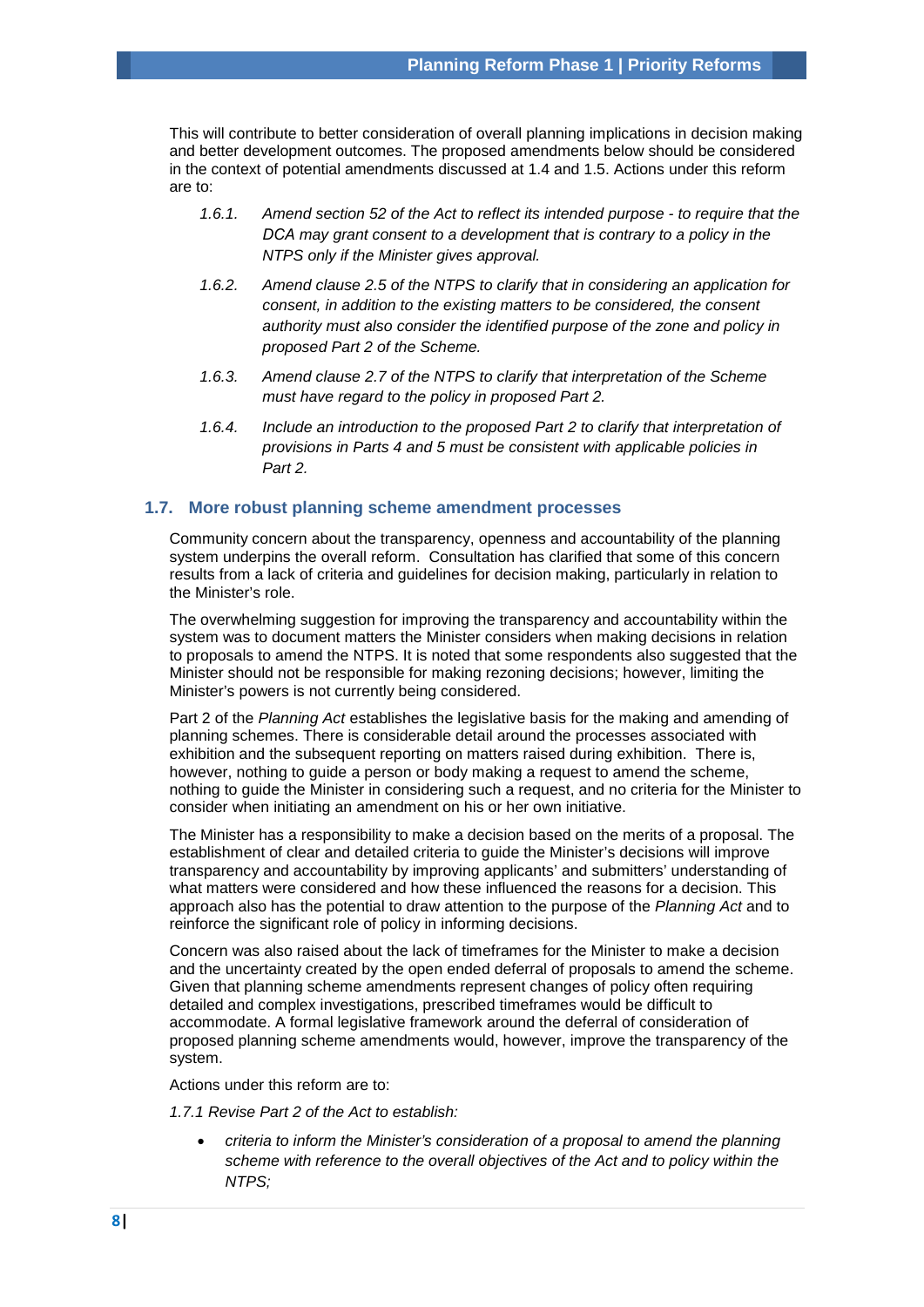This will contribute to better consideration of overall planning implications in decision making and better development outcomes. The proposed amendments below should be considered in the context of potential amendments discussed at 1.4 and 1.5. Actions under this reform are to:

- *1.6.1. Amend section 52 of the Act to reflect its intended purpose - to require that the DCA may grant consent to a development that is contrary to a policy in the NTPS only if the Minister gives approval.*
- *1.6.2. Amend clause 2.5 of the NTPS to clarify that in considering an application for consent, in addition to the existing matters to be considered, the consent authority must also consider the identified purpose of the zone and policy in proposed Part 2 of the Scheme.*
- *1.6.3. Amend clause 2.7 of the NTPS to clarify that interpretation of the Scheme must have regard to the policy in proposed Part 2.*
- *1.6.4. Include an introduction to the proposed Part 2 to clarify that interpretation of provisions in Parts 4 and 5 must be consistent with applicable policies in Part 2.*

### 1.7. More robust planning scheme amendment processes

Community concern about the transparency, openness and accountability of the planning system underpins the overall reform. Consultation has clarified that some of this concern results from a lack of criteria and guidelines for decision making, particularly in relation to the Minister's role.

The overwhelming suggestion for improving the transparency and accountability within the system was to document matters the Minister considers when making decisions in relation to proposals to amend the NTPS. It is noted that some respondents also suggested that the Minister should not be responsible for making rezoning decisions; however, limiting the Minister's powers is not currently being considered.

Part 2 of the *Planning Act* establishes the legislative basis for the making and amending of planning schemes. There is considerable detail around the processes associated with exhibition and the subsequent reporting on matters raised during exhibition. There is, however, nothing to guide a person or body making a request to amend the scheme, nothing to guide the Minister in considering such a request, and no criteria for the Minister to consider when initiating an amendment on his or her own initiative.

The Minister has a responsibility to make a decision based on the merits of a proposal. The establishment of clear and detailed criteria to guide the Minister's decisions will improve transparency and accountability by improving applicants' and submitters' understanding of what matters were considered and how these influenced the reasons for a decision. This approach also has the potential to draw attention to the purpose of the *Planning Act* and to reinforce the significant role of policy in informing decisions.

Concern was also raised about the lack of timeframes for the Minister to make a decision and the uncertainty created by the open ended deferral of proposals to amend the scheme. Given that planning scheme amendments represent changes of policy often requiring detailed and complex investigations, prescribed timeframes would be difficult to accommodate. A formal legislative framework around the deferral of consideration of proposed planning scheme amendments would, however, improve the transparency of the system.

Actions under this reform are to:

*1.7.1 Revise Part 2 of the Act to establish:*

- *criteria to inform the Minister's consideration of a proposal to amend the planning scheme with reference to the overall objectives of the Act and to policy within the NTPS;*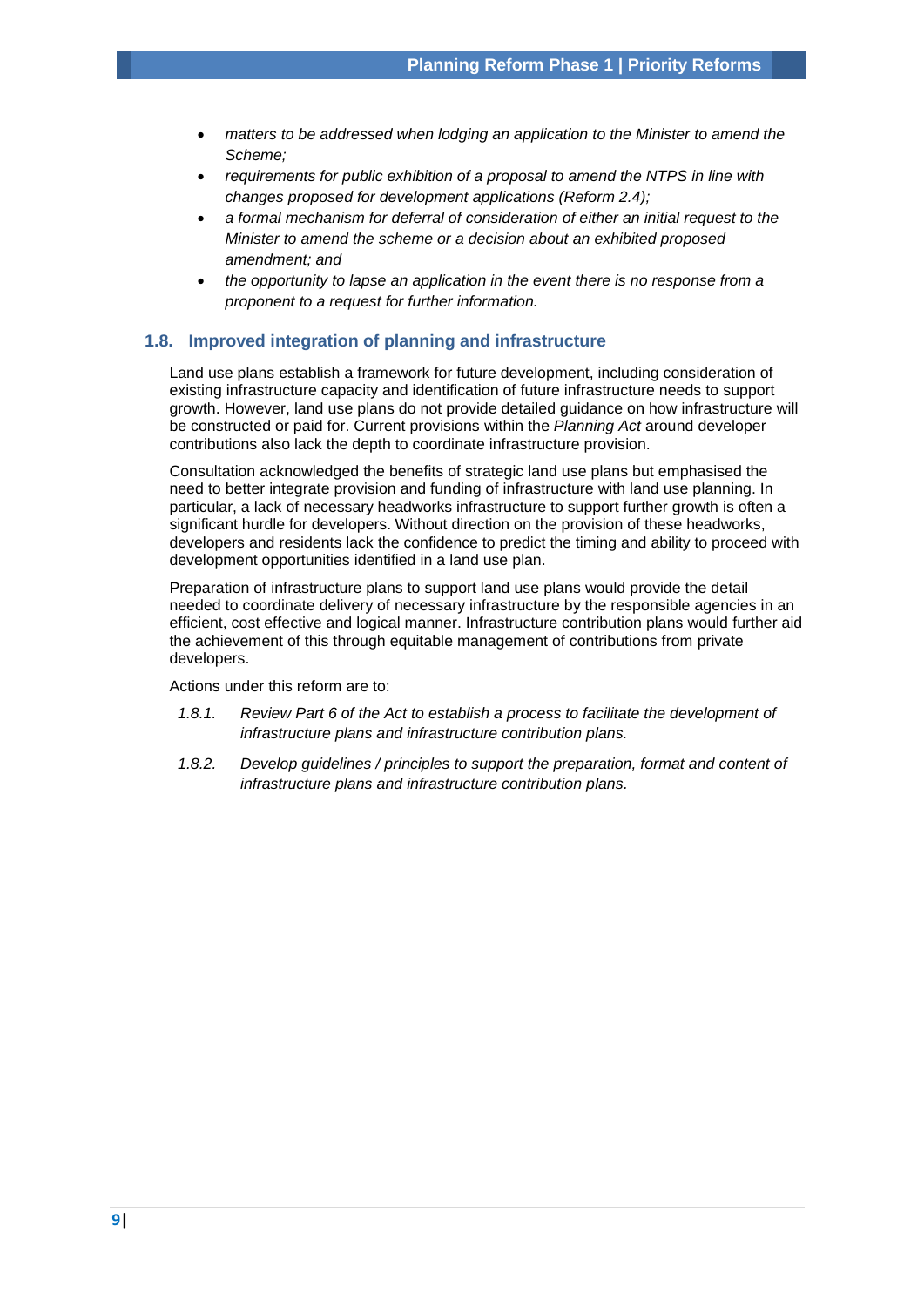- *matters to be addressed when lodging an application to the Minister to amend the Scheme;*
- *requirements for public exhibition of a proposal to amend the NTPS in line with changes proposed for development applications (Reform 2.4);*
- *a formal mechanism for deferral of consideration of either an initial request to the Minister to amend the scheme or a decision about an exhibited proposed amendment; and*
- *the opportunity to lapse an application in the event there is no response from a proponent to a request for further information.*

## 1.8. Improved integration of planning and infrastructure

Land use plans establish a framework for future development, including consideration of existing infrastructure capacity and identification of future infrastructure needs to support growth. However, land use plans do not provide detailed guidance on how infrastructure will be constructed or paid for. Current provisions within the *Planning Act* around developer contributions also lack the depth to coordinate infrastructure provision.

Consultation acknowledged the benefits of strategic land use plans but emphasised the need to better integrate provision and funding of infrastructure with land use planning. In particular, a lack of necessary headworks infrastructure to support further growth is often a significant hurdle for developers. Without direction on the provision of these headworks, developers and residents lack the confidence to predict the timing and ability to proceed with development opportunities identified in a land use plan.

Preparation of infrastructure plans to support land use plans would provide the detail needed to coordinate delivery of necessary infrastructure by the responsible agencies in an efficient, cost effective and logical manner. Infrastructure contribution plans would further aid the achievement of this through equitable management of contributions from private developers.

Actions under this reform are to:

*1.8.1.* *Review Part 6 of the Act to establish a process to facilitate the development of infrastructure plans and infrastructure contribution plans.*

*1.8.2.* *Develop guidelines / principles to support the preparation, format and content of infrastructure plans and infrastructure contribution plans.*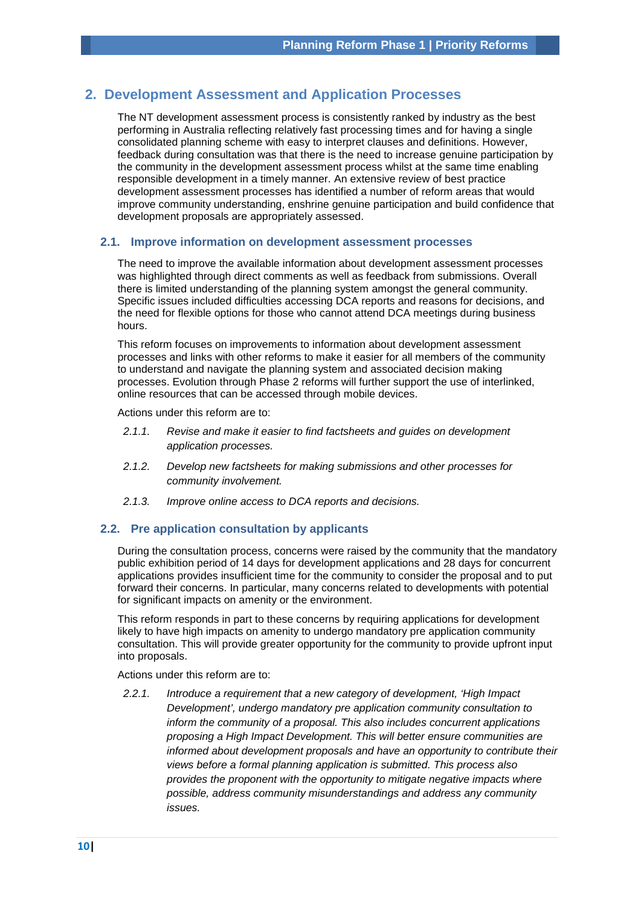## 2. Development Assessment and Application Processes

The NT development assessment process is consistently ranked by industry as the best performing in Australia reflecting relatively fast processing times and for having a single consolidated planning scheme with easy to interpret clauses and definitions. However, feedback during consultation was that there is the need to increase genuine participation by the community in the development assessment process whilst at the same time enabling responsible development in a timely manner. An extensive review of best practice development assessment processes has identified a number of reform areas that would improve community understanding, enshrine genuine participation and build confidence that development proposals are appropriately assessed.

### 2.1. Improve information on development assessment processes

The need to improve the available information about development assessment processes was highlighted through direct comments as well as feedback from submissions. Overall there is limited understanding of the planning system amongst the general community. Specific issues included difficulties accessing DCA reports and reasons for decisions, and the need for flexible options for those who cannot attend DCA meetings during business hours.

This reform focuses on improvements to information about development assessment processes and links with other reforms to make it easier for all members of the community to understand and navigate the planning system and associated decision making processes. Evolution through Phase 2 reforms will further support the use of interlinked, online resources that can be accessed through mobile devices.

Actions under this reform are to:

*2.1.1. Revise and make it easier to find factsheets and guides on development application processes.*

*2.1.2. Develop new factsheets for making submissions and other processes for community involvement.*

*2.1.3. Improve online access to DCA reports and decisions.*

### 2.2. Pre application consultation by applicants

During the consultation process, concerns were raised by the community that the mandatory public exhibition period of 14 days for development applications and 28 days for concurrent applications provides insufficient time for the community to consider the proposal and to put forward their concerns. In particular, many concerns related to developments with potential for significant impacts on amenity or the environment.

This reform responds in part to these concerns by requiring applications for development likely to have high impacts on amenity to undergo mandatory pre application community consultation. This will provide greater opportunity for the community to provide upfront input into proposals.

Actions under this reform are to:

*2.2.1. Introduce a requirement that a new category of development, 'High Impact Development', undergo mandatory pre application community consultation to inform the community of a proposal. This also includes concurrent applications proposing a High Impact Development. This will better ensure communities are informed about development proposals and have an opportunity to contribute their views before a formal planning application is submitted. This process also provides the proponent with the opportunity to mitigate negative impacts where possible, address community misunderstandings and address any community issues.*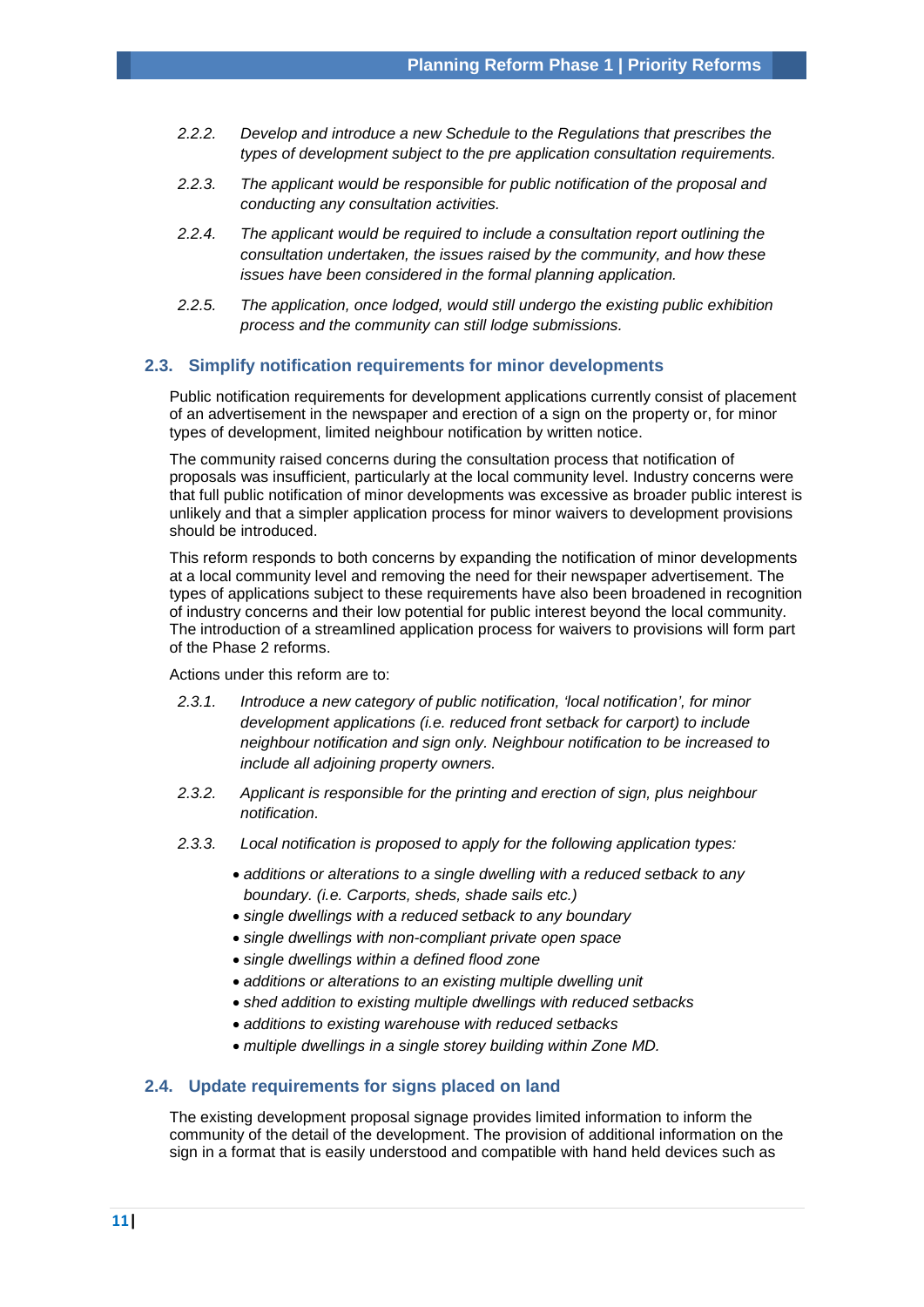*2.2.2. Develop and introduce a new Schedule to the Regulations that prescribes the types of development subject to the pre application consultation requirements.*

*2.2.3. The applicant would be responsible for public notification of the proposal and conducting any consultation activities.*

*2.2.4. The applicant would be required to include a consultation report outlining the consultation undertaken, the issues raised by the community, and how these issues have been considered in the formal planning application.*

*2.2.5. The application, once lodged, would still undergo the existing public exhibition process and the community can still lodge submissions.*

## 2.3. Simplify notification requirements for minor developments

Public notification requirements for development applications currently consist of placement of an advertisement in the newspaper and erection of a sign on the property or, for minor types of development, limited neighbour notification by written notice.

The community raised concerns during the consultation process that notification of proposals was insufficient, particularly at the local community level. Industry concerns were that full public notification of minor developments was excessive as broader public interest is unlikely and that a simpler application process for minor waivers to development provisions should be introduced.

This reform responds to both concerns by expanding the notification of minor developments at a local community level and removing the need for their newspaper advertisement. The types of applications subject to these requirements have also been broadened in recognition of industry concerns and their low potential for public interest beyond the local community. The introduction of a streamlined application process for waivers to provisions will form part of the Phase 2 reforms.

Actions under this reform are to:

*2.3.1. Introduce a new category of public notification, 'local notification', for minor development applications (i.e. reduced front setback for carport) to include neighbour notification and sign only. Neighbour notification to be increased to include all adjoining property owners.*

*2.3.2. Applicant is responsible for the printing and erection of sign, plus neighbour notification.*

*2.3.3. Local notification is proposed to apply for the following application types:*

- *additions or alterations to a single dwelling with a reduced setback to any boundary. (i.e. Carports, sheds, shade sails etc.)*
- *single dwellings with a reduced setback to any boundary*
- *single dwellings with non-compliant private open space*
- *single dwellings within a defined flood zone*
- *additions or alterations to an existing multiple dwelling unit*
- *shed addition to existing multiple dwellings with reduced setbacks*
- *additions to existing warehouse with reduced setbacks*
- *multiple dwellings in a single storey building within Zone MD.*

## 2.4. Update requirements for signs placed on land

The existing development proposal signage provides limited information to inform the community of the detail of the development. The provision of additional information on the sign in a format that is easily understood and compatible with hand held devices such as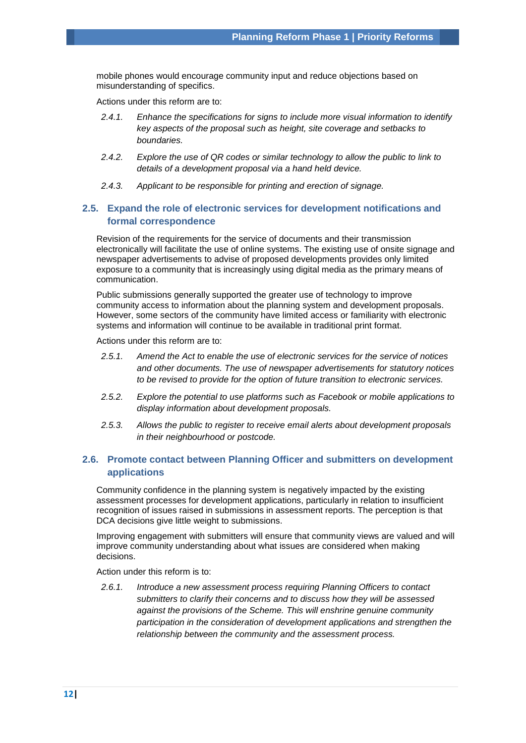mobile phones would encourage community input and reduce objections based on misunderstanding of specifics.

Actions under this reform are to:

- 2.4.1. *Enhance the specifications for signs to include more visual information to identify key aspects of the proposal such as height, site coverage and setbacks to boundaries.*
- 2.4.2. *Explore the use of QR codes or similar technology to allow the public to link to details of a development proposal via a hand held device.*
- 2.4.3. *Applicant to be responsible for printing and erection of signage.*

### 2.5. Expand the role of electronic services for development notifications and formal correspondence

Revision of the requirements for the service of documents and their transmission electronically will facilitate the use of online systems. The existing use of onsite signage and newspaper advertisements to advise of proposed developments provides only limited exposure to a community that is increasingly using digital media as the primary means of communication.

Public submissions generally supported the greater use of technology to improve community access to information about the planning system and development proposals. However, some sectors of the community have limited access or familiarity with electronic systems and information will continue to be available in traditional print format.

Actions under this reform are to:

- 2.5.1. *Amend the Act to enable the use of electronic services for the service of notices and other documents. The use of newspaper advertisements for statutory notices to be revised to provide for the option of future transition to electronic services.*
- 2.5.2. *Explore the potential to use platforms such as Facebook or mobile applications to display information about development proposals.*
- 2.5.3. *Allows the public to register to receive email alerts about development proposals in their neighbourhood or postcode.*

### 2.6. Promote contact between Planning Officer and submitters on development applications

Community confidence in the planning system is negatively impacted by the existing assessment processes for development applications, particularly in relation to insufficient recognition of issues raised in submissions in assessment reports. The perception is that DCA decisions give little weight to submissions.

Improving engagement with submitters will ensure that community views are valued and will improve community understanding about what issues are considered when making decisions.

Action under this reform is to:

- 2.6.1. *Introduce a new assessment process requiring Planning Officers to contact submitters to clarify their concerns and to discuss how they will be assessed against the provisions of the Scheme. This will enshrine genuine community participation in the consideration of development applications and strengthen the relationship between the community and the assessment process.*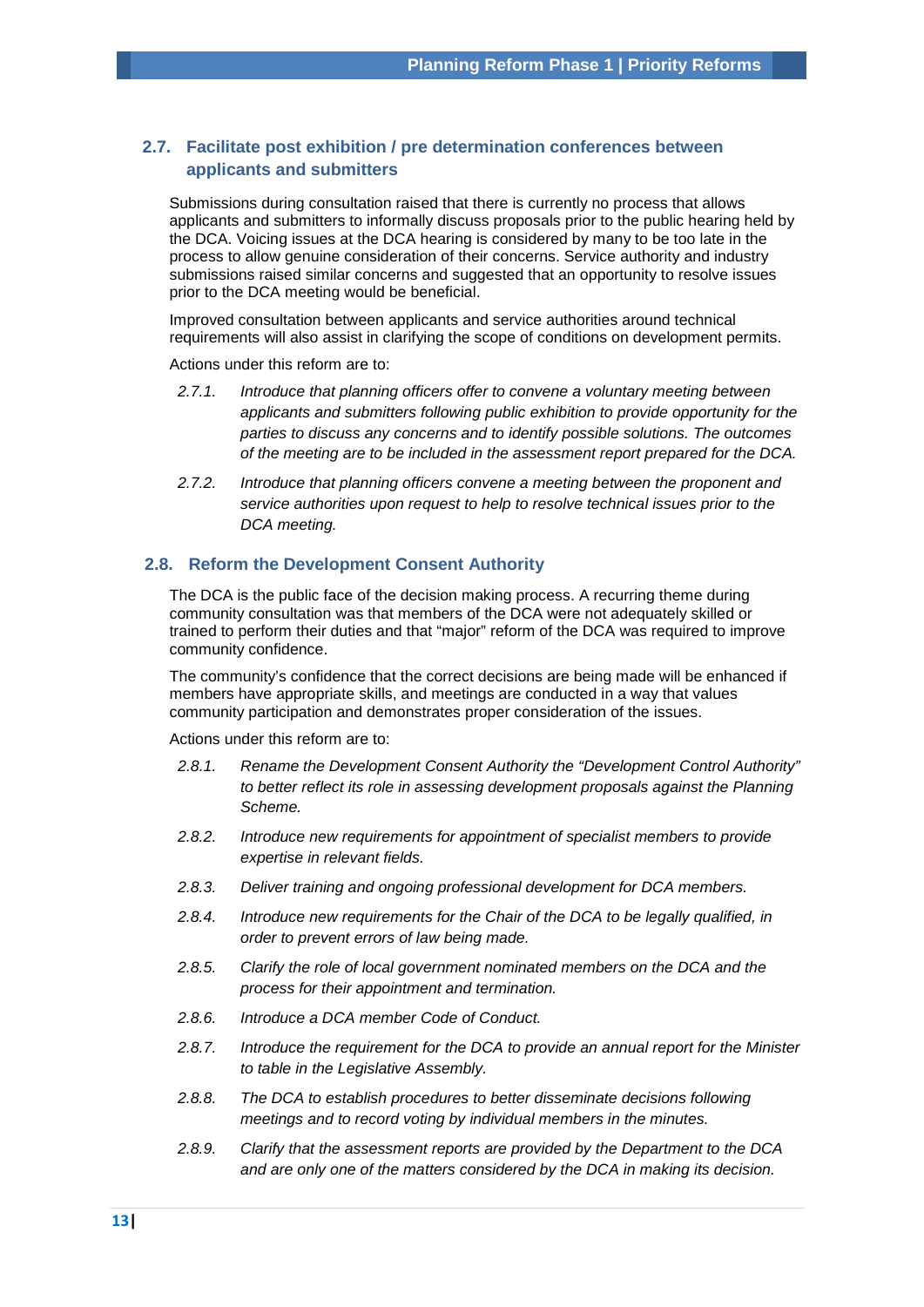## 2.7. Facilitate post exhibition / pre determination conferences between applicants and submitters

Submissions during consultation raised that there is currently no process that allows applicants and submitters to informally discuss proposals prior to the public hearing held by the DCA. Voicing issues at the DCA hearing is considered by many to be too late in the process to allow genuine consideration of their concerns. Service authority and industry submissions raised similar concerns and suggested that an opportunity to resolve issues prior to the DCA meeting would be beneficial.

Improved consultation between applicants and service authorities around technical requirements will also assist in clarifying the scope of conditions on development permits.

Actions under this reform are to:

*2.7.1.* *Introduce that planning officers offer to convene a voluntary meeting between applicants and submitters following public exhibition to provide opportunity for the parties to discuss any concerns and to identify possible solutions. The outcomes of the meeting are to be included in the assessment report prepared for the DCA.*

*2.7.2.* *Introduce that planning officers convene a meeting between the proponent and service authorities upon request to help to resolve technical issues prior to the DCA meeting.*

## 2.8. Reform the Development Consent Authority

The DCA is the public face of the decision making process. A recurring theme during community consultation was that members of the DCA were not adequately skilled or trained to perform their duties and that "major" reform of the DCA was required to improve community confidence.

The community's confidence that the correct decisions are being made will be enhanced if members have appropriate skills, and meetings are conducted in a way that values community participation and demonstrates proper consideration of the issues.

Actions under this reform are to:

*2.8.1.* *Rename the Development Consent Authority the "Development Control Authority" to better reflect its role in assessing development proposals against the Planning Scheme.*

*2.8.2.* *Introduce new requirements for appointment of specialist members to provide expertise in relevant fields.*

*2.8.3.* *Deliver training and ongoing professional development for DCA members.*

*2.8.4.* *Introduce new requirements for the Chair of the DCA to be legally qualified, in order to prevent errors of law being made.*

*2.8.5.* *Clarify the role of local government nominated members on the DCA and the process for their appointment and termination.*

*2.8.6.* *Introduce a DCA member Code of Conduct.*

*2.8.7.* *Introduce the requirement for the DCA to provide an annual report for the Minister to table in the Legislative Assembly.*

*2.8.8.* *The DCA to establish procedures to better disseminate decisions following meetings and to record voting by individual members in the minutes.*

*2.8.9.* *Clarify that the assessment reports are provided by the Department to the DCA and are only one of the matters considered by the DCA in making its decision.*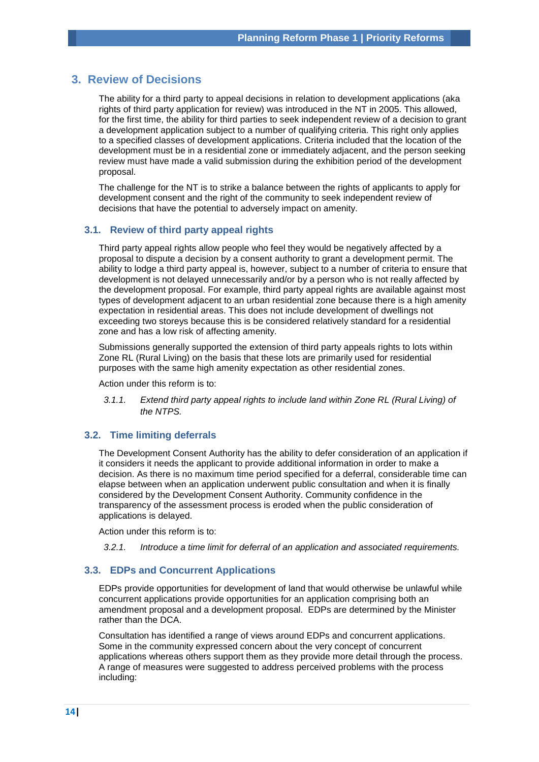## 3. Review of Decisions

The ability for a third party to appeal decisions in relation to development applications (aka rights of third party application for review) was introduced in the NT in 2005. This allowed, for the first time, the ability for third parties to seek independent review of a decision to grant a development application subject to a number of qualifying criteria. This right only applies to a specified classes of development applications. Criteria included that the location of the development must be in a residential zone or immediately adjacent, and the person seeking review must have made a valid submission during the exhibition period of the development proposal.

The challenge for the NT is to strike a balance between the rights of applicants to apply for development consent and the right of the community to seek independent review of decisions that have the potential to adversely impact on amenity.

### 3.1. Review of third party appeal rights

Third party appeal rights allow people who feel they would be negatively affected by a proposal to dispute a decision by a consent authority to grant a development permit. The ability to lodge a third party appeal is, however, subject to a number of criteria to ensure that development is not delayed unnecessarily and/or by a person who is not really affected by the development proposal. For example, third party appeal rights are available against most types of development adjacent to an urban residential zone because there is a high amenity expectation in residential areas. This does not include development of dwellings not exceeding two storeys because this is be considered relatively standard for a residential zone and has a low risk of affecting amenity.

Submissions generally supported the extension of third party appeals rights to lots within Zone RL (Rural Living) on the basis that these lots are primarily used for residential purposes with the same high amenity expectation as other residential zones.

Action under this reform is to:

*3.1.1. Extend third party appeal rights to include land within Zone RL (Rural Living) of the NTPS.*

### 3.2. Time limiting deferrals

The Development Consent Authority has the ability to defer consideration of an application if it considers it needs the applicant to provide additional information in order to make a decision. As there is no maximum time period specified for a deferral, considerable time can elapse between when an application underwent public consultation and when it is finally considered by the Development Consent Authority. Community confidence in the transparency of the assessment process is eroded when the public consideration of applications is delayed.

Action under this reform is to:

*3.2.1. Introduce a time limit for deferral of an application and associated requirements.*

### 3.3. EDPs and Concurrent Applications

EDPs provide opportunities for development of land that would otherwise be unlawful while concurrent applications provide opportunities for an application comprising both an amendment proposal and a development proposal. EDPs are determined by the Minister rather than the DCA.

Consultation has identified a range of views around EDPs and concurrent applications. Some in the community expressed concern about the very concept of concurrent applications whereas others support them as they provide more detail through the process. A range of measures were suggested to address perceived problems with the process including: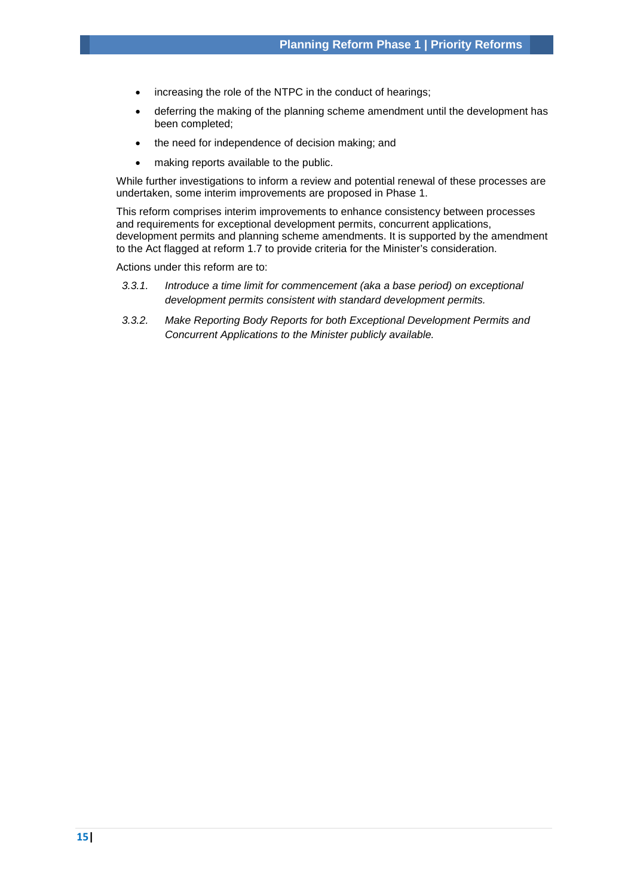- increasing the role of the NTPC in the conduct of hearings;
- deferring the making of the planning scheme amendment until the development has been completed;
- the need for independence of decision making; and
- making reports available to the public.

While further investigations to inform a review and potential renewal of these processes are undertaken, some interim improvements are proposed in Phase 1.

This reform comprises interim improvements to enhance consistency between processes and requirements for exceptional development permits, concurrent applications, development permits and planning scheme amendments. It is supported by the amendment to the Act flagged at reform 1.7 to provide criteria for the Minister's consideration.

Actions under this reform are to:

*3.3.1. Introduce a time limit for commencement (aka a base period) on exceptional development permits consistent with standard development permits.*

*3.3.2. Make Reporting Body Reports for both Exceptional Development Permits and Concurrent Applications to the Minister publicly available.*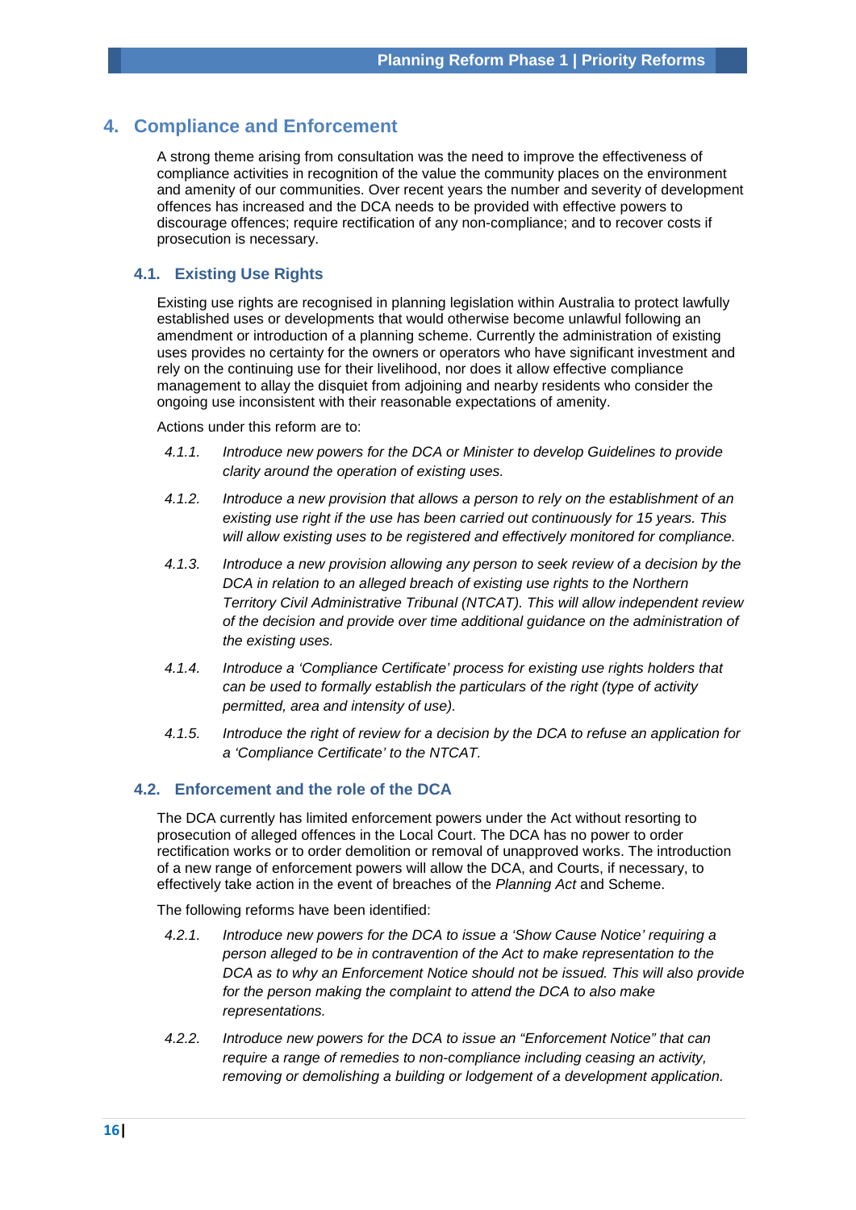# 4. Compliance and Enforcement

A strong theme arising from consultation was the need to improve the effectiveness of compliance activities in recognition of the value the community places on the environment and amenity of our communities. Over recent years the number and severity of development offences has increased and the DCA needs to be provided with effective powers to discourage offences; require rectification of any non-compliance; and to recover costs if prosecution is necessary.

## 4.1. Existing Use Rights

Existing use rights are recognised in planning legislation within Australia to protect lawfully established uses or developments that would otherwise become unlawful following an amendment or introduction of a planning scheme. Currently the administration of existing uses provides no certainty for the owners or operators who have significant investment and rely on the continuing use for their livelihood, nor does it allow effective compliance management to allay the disquiet from adjoining and nearby residents who consider the ongoing use inconsistent with their reasonable expectations of amenity.

Actions under this reform are to:

*4.1.1. Introduce new powers for the DCA or Minister to develop Guidelines to provide clarity around the operation of existing uses.*

*4.1.2. Introduce a new provision that allows a person to rely on the establishment of an existing use right if the use has been carried out continuously for 15 years. This will allow existing uses to be registered and effectively monitored for compliance.*

*4.1.3. Introduce a new provision allowing any person to seek review of a decision by the DCA in relation to an alleged breach of existing use rights to the Northern Territory Civil Administrative Tribunal (NTCAT). This will allow independent review of the decision and provide over time additional guidance on the administration of the existing uses.*

*4.1.4. Introduce a 'Compliance Certificate' process for existing use rights holders that can be used to formally establish the particulars of the right (type of activity permitted, area and intensity of use).*

*4.1.5. Introduce the right of review for a decision by the DCA to refuse an application for a 'Compliance Certificate' to the NTCAT.*

## 4.2. Enforcement and the role of the DCA

The DCA currently has limited enforcement powers under the Act without resorting to prosecution of alleged offences in the Local Court. The DCA has no power to order rectification works or to order demolition or removal of unapproved works. The introduction of a new range of enforcement powers will allow the DCA, and Courts, if necessary, to effectively take action in the event of breaches of the *Planning Act* and Scheme.

The following reforms have been identified:

*4.2.1. Introduce new powers for the DCA to issue a 'Show Cause Notice' requiring a person alleged to be in contravention of the Act to make representation to the DCA as to why an Enforcement Notice should not be issued. This will also provide for the person making the complaint to attend the DCA to also make representations.*

*4.2.2. Introduce new powers for the DCA to issue an "Enforcement Notice" that can require a range of remedies to non-compliance including ceasing an activity, removing or demolishing a building or lodgement of a development application.*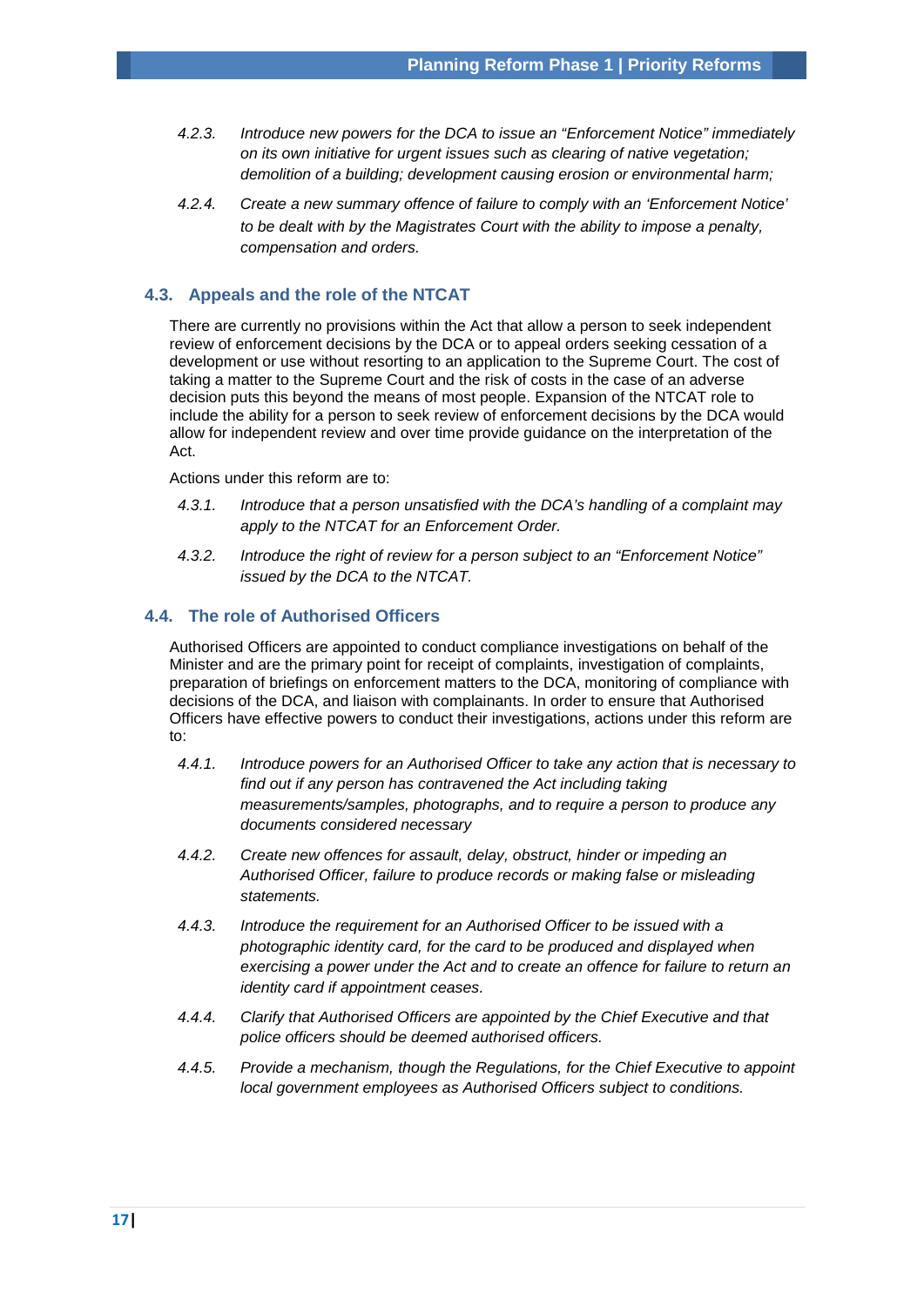*4.2.3. Introduce new powers for the DCA to issue an "Enforcement Notice" immediately on its own initiative for urgent issues such as clearing of native vegetation; demolition of a building; development causing erosion or environmental harm;*

*4.2.4. Create a new summary offence of failure to comply with an 'Enforcement Notice' to be dealt with by the Magistrates Court with the ability to impose a penalty, compensation and orders.*

### 4.3. Appeals and the role of the NTCAT

There are currently no provisions within the Act that allow a person to seek independent review of enforcement decisions by the DCA or to appeal orders seeking cessation of a development or use without resorting to an application to the Supreme Court. The cost of taking a matter to the Supreme Court and the risk of costs in the case of an adverse decision puts this beyond the means of most people. Expansion of the NTCAT role to include the ability for a person to seek review of enforcement decisions by the DCA would allow for independent review and over time provide guidance on the interpretation of the Act.

Actions under this reform are to:

*4.3.1. Introduce that a person unsatisfied with the DCA's handling of a complaint may apply to the NTCAT for an Enforcement Order.*

*4.3.2. Introduce the right of review for a person subject to an "Enforcement Notice" issued by the DCA to the NTCAT.*

### 4.4. The role of Authorised Officers

Authorised Officers are appointed to conduct compliance investigations on behalf of the Minister and are the primary point for receipt of complaints, investigation of complaints, preparation of briefings on enforcement matters to the DCA, monitoring of compliance with decisions of the DCA, and liaison with complainants. In order to ensure that Authorised Officers have effective powers to conduct their investigations, actions under this reform are to:

*4.4.1. Introduce powers for an Authorised Officer to take any action that is necessary to find out if any person has contravened the Act including taking measurements/samples, photographs, and to require a person to produce any documents considered necessary*

*4.4.2. Create new offences for assault, delay, obstruct, hinder or impeding an Authorised Officer, failure to produce records or making false or misleading statements.*

*4.4.3. Introduce the requirement for an Authorised Officer to be issued with a photographic identity card, for the card to be produced and displayed when exercising a power under the Act and to create an offence for failure to return an identity card if appointment ceases.*

*4.4.4. Clarify that Authorised Officers are appointed by the Chief Executive and that police officers should be deemed authorised officers.*

*4.4.5. Provide a mechanism, though the Regulations, for the Chief Executive to appoint local government employees as Authorised Officers subject to conditions.*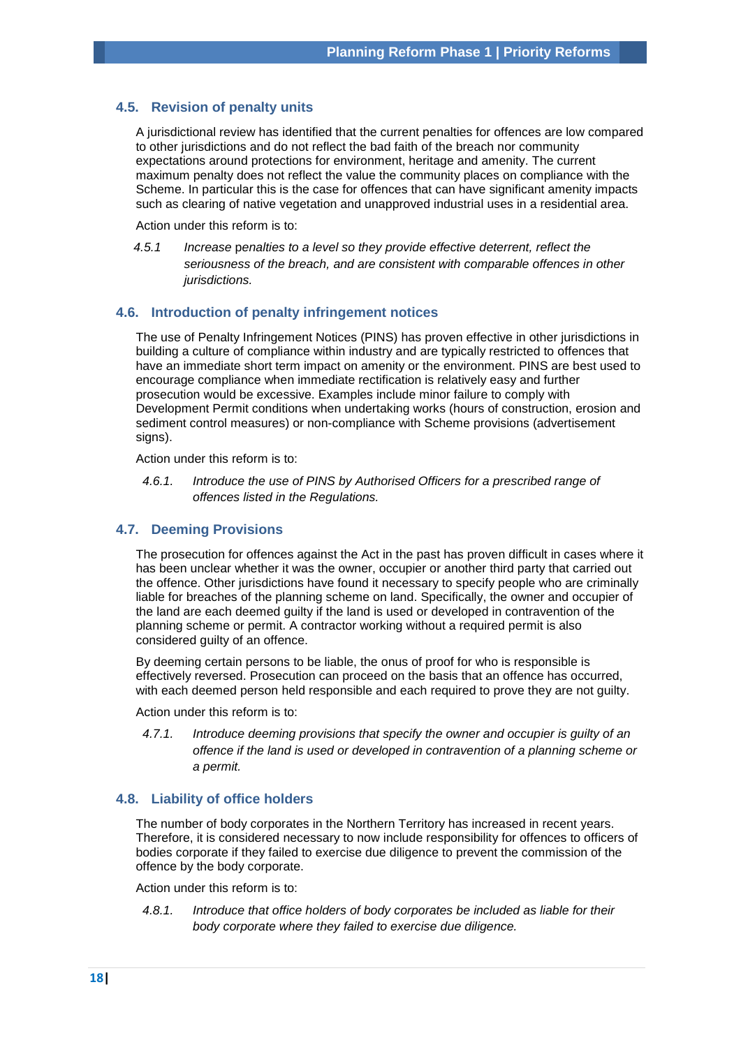## 4.5. Revision of penalty units

A jurisdictional review has identified that the current penalties for offences are low compared to other jurisdictions and do not reflect the bad faith of the breach nor community expectations around protections for environment, heritage and amenity. The current maximum penalty does not reflect the value the community places on compliance with the Scheme. In particular this is the case for offences that can have significant amenity impacts such as clearing of native vegetation and unapproved industrial uses in a residential area.

Action under this reform is to:

*4.5.1 Increase* penalties *to a level so they provide effective deterrent, reflect the seriousness of the breach, and are consistent with comparable offences in other jurisdictions.*

## 4.6. Introduction of penalty infringement notices

The use of Penalty Infringement Notices (PINS) has proven effective in other jurisdictions in building a culture of compliance within industry and are typically restricted to offences that have an immediate short term impact on amenity or the environment. PINS are best used to encourage compliance when immediate rectification is relatively easy and further prosecution would be excessive. Examples include minor failure to comply with Development Permit conditions when undertaking works (hours of construction, erosion and sediment control measures) or non-compliance with Scheme provisions (advertisement signs).

Action under this reform is to:

*4.6.1. Introduce the use of PINS by Authorised Officers for a prescribed range of offences listed in the Regulations.*

## 4.7. Deeming Provisions

The prosecution for offences against the Act in the past has proven difficult in cases where it has been unclear whether it was the owner, occupier or another third party that carried out the offence. Other jurisdictions have found it necessary to specify people who are criminally liable for breaches of the planning scheme on land. Specifically, the owner and occupier of the land are each deemed guilty if the land is used or developed in contravention of the planning scheme or permit. A contractor working without a required permit is also considered guilty of an offence.

By deeming certain persons to be liable, the onus of proof for who is responsible is effectively reversed. Prosecution can proceed on the basis that an offence has occurred, with each deemed person held responsible and each required to prove they are not guilty.

Action under this reform is to:

*4.7.1. Introduce deeming provisions that specify the owner and occupier is guilty of an offence if the land is used or developed in contravention of a planning scheme or a permit.*

## 4.8. Liability of office holders

The number of body corporates in the Northern Territory has increased in recent years. Therefore, it is considered necessary to now include responsibility for offences to officers of bodies corporate if they failed to exercise due diligence to prevent the commission of the offence by the body corporate.

Action under this reform is to:

*4.8.1. Introduce that office holders of body corporates be included as liable for their body corporate where they failed to exercise due diligence.*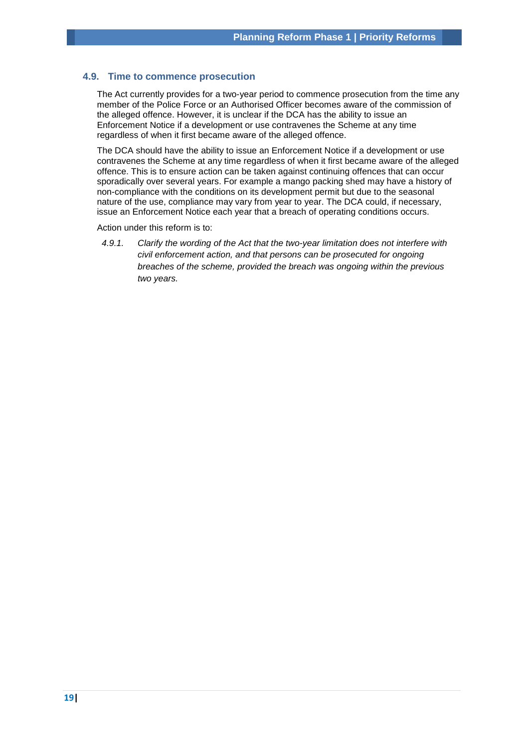## 4.9. Time to commence prosecution

The Act currently provides for a two-year period to commence prosecution from the time any member of the Police Force or an Authorised Officer becomes aware of the commission of the alleged offence. However, it is unclear if the DCA has the ability to issue an Enforcement Notice if a development or use contravenes the Scheme at any time regardless of when it first became aware of the alleged offence.

The DCA should have the ability to issue an Enforcement Notice if a development or use contravenes the Scheme at any time regardless of when it first became aware of the alleged offence. This is to ensure action can be taken against continuing offences that can occur sporadically over several years. For example a mango packing shed may have a history of non-compliance with the conditions on its development permit but due to the seasonal nature of the use, compliance may vary from year to year. The DCA could, if necessary, issue an Enforcement Notice each year that a breach of operating conditions occurs.

Action under this reform is to:

*4.9.1. Clarify the wording of the Act that the two-year limitation does not interfere with civil enforcement action, and that persons can be prosecuted for ongoing breaches of the scheme, provided the breach was ongoing within the previous two years.*